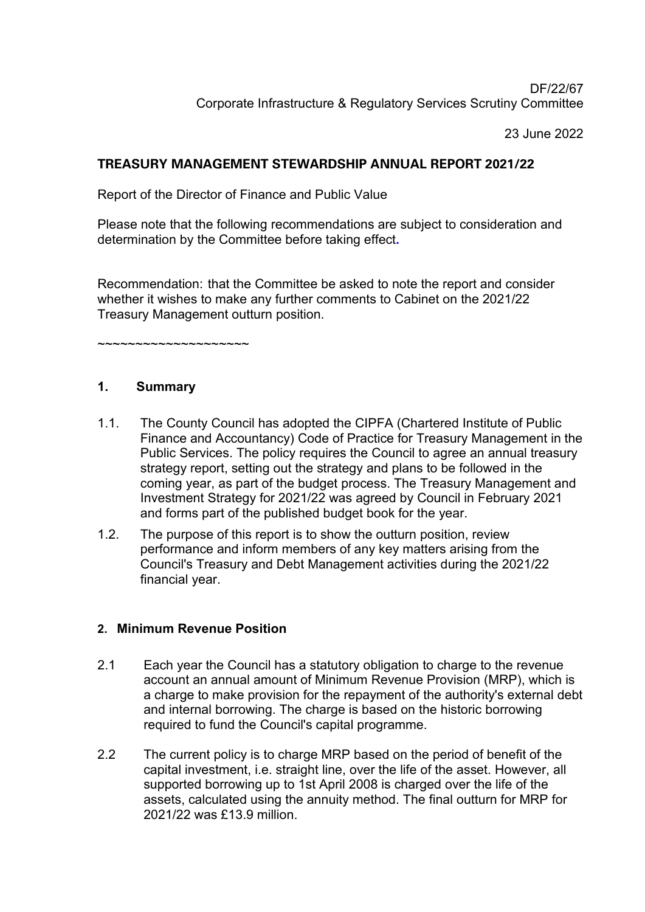DF/22/67
Corporate Infrastructure & Regulatory Services Scrutiny Committee

23 June 2022

# TREASURY MANAGEMENT STEWARDSHIP ANNUAL REPORT 2021/22

Report of the Director of Finance and Public Value

Please note that the following recommendations are subject to consideration and determination by the Committee before taking effect.

Recommendation: that the Committee be asked to note the report and consider whether it wishes to make any further comments to Cabinet on the 2021/22 Treasury Management outturn position.

~~~~~~~~~~~~~~~~~~~~

## 1. Summary

1.1. The County Council has adopted the CIPFA (Chartered Institute of Public Finance and Accountancy) Code of Practice for Treasury Management in the Public Services. The policy requires the Council to agree an annual treasury strategy report, setting out the strategy and plans to be followed in the coming year, as part of the budget process. The Treasury Management and Investment Strategy for 2021/22 was agreed by Council in February 2021 and forms part of the published budget book for the year.

1.2. The purpose of this report is to show the outturn position, review performance and inform members of any key matters arising from the Council's Treasury and Debt Management activities during the 2021/22 financial year.

## 2. Minimum Revenue Position

2.1 Each year the Council has a statutory obligation to charge to the revenue account an annual amount of Minimum Revenue Provision (MRP), which is a charge to make provision for the repayment of the authority's external debt and internal borrowing. The charge is based on the historic borrowing required to fund the Council's capital programme.

2.2 The current policy is to charge MRP based on the period of benefit of the capital investment, i.e. straight line, over the life of the asset. However, all supported borrowing up to 1st April 2008 is charged over the life of the assets, calculated using the annuity method. The final outturn for MRP for 2021/22 was £13.9 million.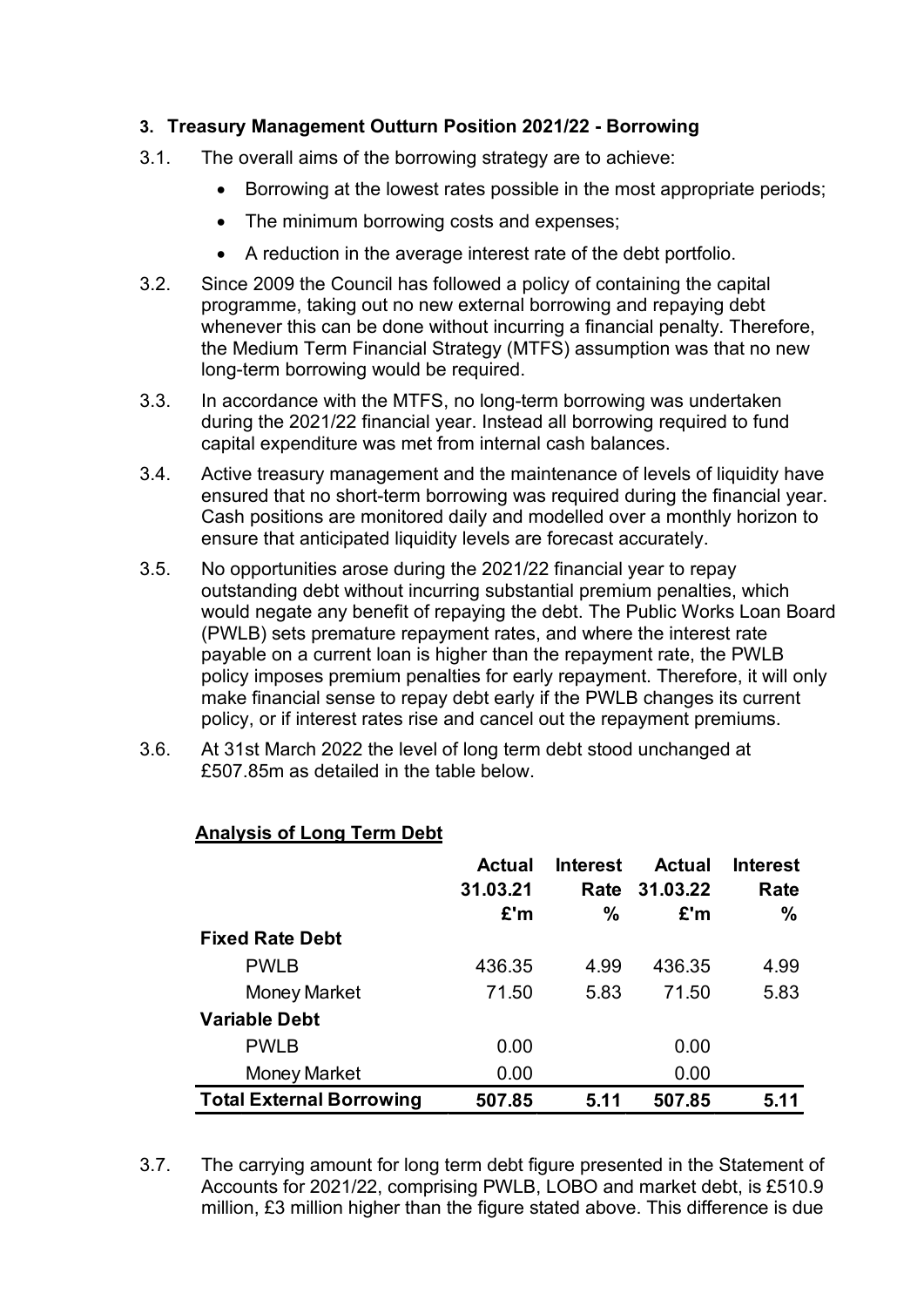### 3. Treasury Management Outturn Position 2021/22 - Borrowing

3.1. The overall aims of the borrowing strategy are to achieve:

- Borrowing at the lowest rates possible in the most appropriate periods;
- The minimum borrowing costs and expenses;
- A reduction in the average interest rate of the debt portfolio.

3.2. Since 2009 the Council has followed a policy of containing the capital programme, taking out no new external borrowing and repaying debt whenever this can be done without incurring a financial penalty. Therefore, the Medium Term Financial Strategy (MTFS) assumption was that no new long-term borrowing would be required.

3.3. In accordance with the MTFS, no long-term borrowing was undertaken during the 2021/22 financial year. Instead all borrowing required to fund capital expenditure was met from internal cash balances.

3.4. Active treasury management and the maintenance of levels of liquidity have ensured that no short-term borrowing was required during the financial year. Cash positions are monitored daily and modelled over a monthly horizon to ensure that anticipated liquidity levels are forecast accurately.

3.5. No opportunities arose during the 2021/22 financial year to repay outstanding debt without incurring substantial premium penalties, which would negate any benefit of repaying the debt. The Public Works Loan Board (PWLB) sets premature repayment rates, and where the interest rate payable on a current loan is higher than the repayment rate, the PWLB policy imposes premium penalties for early repayment. Therefore, it will only make financial sense to repay debt early if the PWLB changes its current policy, or if interest rates rise and cancel out the repayment premiums.

3.6. At 31st March 2022 the level of long term debt stood unchanged at £507.85m as detailed in the table below.

**Analysis of Long Term Debt**

| | Actual 31.03.21 £'m | Interest Rate % | Actual 31.03.22 £'m | Interest Rate % |
|---|---|---|---|---|
| **Fixed Rate Debt** | | | | |
| PWLB | 436.35 | 4.99 | 436.35 | 4.99 |
| Money Market | 71.50 | 5.83 | 71.50 | 5.83 |
| **Variable Debt** | | | | |
| PWLB | 0.00 | | 0.00 | |
| Money Market | 0.00 | | 0.00 | |
| **Total External Borrowing** | **507.85** | **5.11** | **507.85** | **5.11** |

3.7. The carrying amount for long term debt figure presented in the Statement of Accounts for 2021/22, comprising PWLB, LOBO and market debt, is £510.9 million, £3 million higher than the figure stated above. This difference is due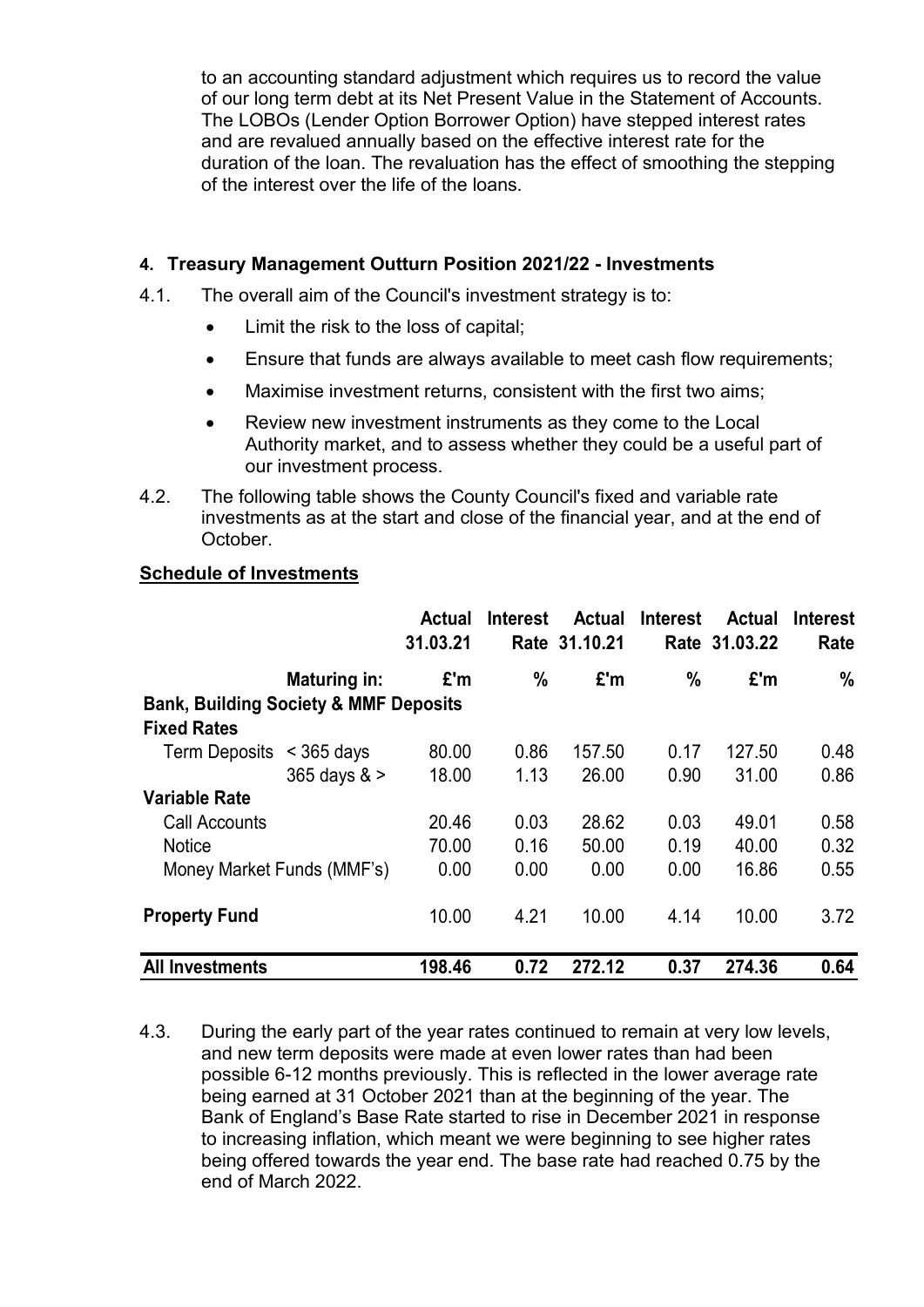to an accounting standard adjustment which requires us to record the value of our long term debt at its Net Present Value in the Statement of Accounts. The LOBOs (Lender Option Borrower Option) have stepped interest rates and are revalued annually based on the effective interest rate for the duration of the loan. The revaluation has the effect of smoothing the stepping of the interest over the life of the loans.

#### 4. Treasury Management Outturn Position 2021/22 - Investments

4.1. The overall aim of the Council's investment strategy is to:

- Limit the risk to the loss of capital;
- Ensure that funds are always available to meet cash flow requirements;
- Maximise investment returns, consistent with the first two aims;
- Review new investment instruments as they come to the Local Authority market, and to assess whether they could be a useful part of our investment process.

4.2. The following table shows the County Council's fixed and variable rate investments as at the start and close of the financial year, and at the end of October.

**Schedule of Investments**

| | | Actual 31.03.21 | Interest Rate | Actual 31.10.21 | Interest Rate | Actual 31.03.22 | Interest Rate |
|---|---|---|---|---|---|---|---|
| | **Maturing in:** | **£'m** | **%** | **£'m** | **%** | **£'m** | **%** |
| **Bank, Building Society & MMF Deposits** | | | | | | | |
| **Fixed Rates** | | | | | | | |
| Term Deposits | < 365 days | 80.00 | 0.86 | 157.50 | 0.17 | 127.50 | 0.48 |
| | 365 days & > | 18.00 | 1.13 | 26.00 | 0.90 | 31.00 | 0.86 |
| **Variable Rate** | | | | | | | |
| Call Accounts | | 20.46 | 0.03 | 28.62 | 0.03 | 49.01 | 0.58 |
| Notice | | 70.00 | 0.16 | 50.00 | 0.19 | 40.00 | 0.32 |
| Money Market Funds (MMF's) | | 0.00 | 0.00 | 0.00 | 0.00 | 16.86 | 0.55 |
| **Property Fund** | | 10.00 | 4.21 | 10.00 | 4.14 | 10.00 | 3.72 |
| **All Investments** | | **198.46** | **0.72** | **272.12** | **0.37** | **274.36** | **0.64** |

4.3. During the early part of the year rates continued to remain at very low levels, and new term deposits were made at even lower rates than had been possible 6-12 months previously. This is reflected in the lower average rate being earned at 31 October 2021 than at the beginning of the year. The Bank of England's Base Rate started to rise in December 2021 in response to increasing inflation, which meant we were beginning to see higher rates being offered towards the year end. The base rate had reached 0.75 by the end of March 2022.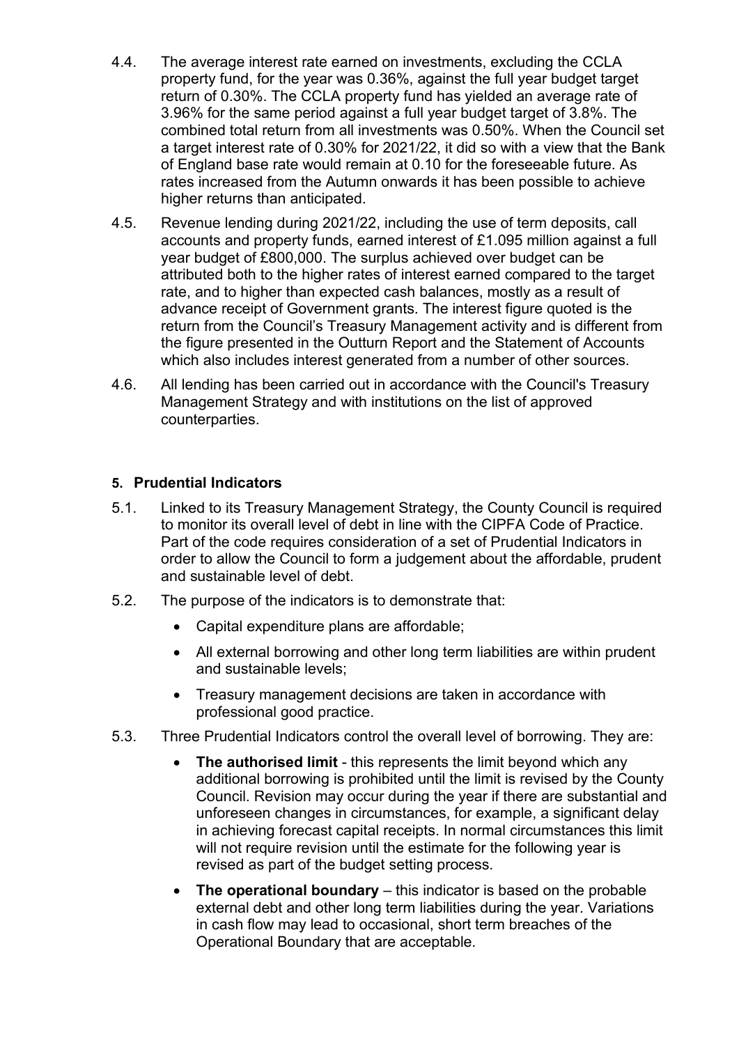4.4. The average interest rate earned on investments, excluding the CCLA property fund, for the year was 0.36%, against the full year budget target return of 0.30%. The CCLA property fund has yielded an average rate of 3.96% for the same period against a full year budget target of 3.8%. The combined total return from all investments was 0.50%. When the Council set a target interest rate of 0.30% for 2021/22, it did so with a view that the Bank of England base rate would remain at 0.10 for the foreseeable future. As rates increased from the Autumn onwards it has been possible to achieve higher returns than anticipated.

4.5. Revenue lending during 2021/22, including the use of term deposits, call accounts and property funds, earned interest of £1.095 million against a full year budget of £800,000. The surplus achieved over budget can be attributed both to the higher rates of interest earned compared to the target rate, and to higher than expected cash balances, mostly as a result of advance receipt of Government grants. The interest figure quoted is the return from the Council's Treasury Management activity and is different from the figure presented in the Outturn Report and the Statement of Accounts which also includes interest generated from a number of other sources.

4.6. All lending has been carried out in accordance with the Council's Treasury Management Strategy and with institutions on the list of approved counterparties.

## 5. Prudential Indicators

5.1. Linked to its Treasury Management Strategy, the County Council is required to monitor its overall level of debt in line with the CIPFA Code of Practice. Part of the code requires consideration of a set of Prudential Indicators in order to allow the Council to form a judgement about the affordable, prudent and sustainable level of debt.

5.2. The purpose of the indicators is to demonstrate that:

- Capital expenditure plans are affordable;
- All external borrowing and other long term liabilities are within prudent and sustainable levels;
- Treasury management decisions are taken in accordance with professional good practice.

5.3. Three Prudential Indicators control the overall level of borrowing. They are:

- **The authorised limit** - this represents the limit beyond which any additional borrowing is prohibited until the limit is revised by the County Council. Revision may occur during the year if there are substantial and unforeseen changes in circumstances, for example, a significant delay in achieving forecast capital receipts. In normal circumstances this limit will not require revision until the estimate for the following year is revised as part of the budget setting process.
- **The operational boundary** – this indicator is based on the probable external debt and other long term liabilities during the year. Variations in cash flow may lead to occasional, short term breaches of the Operational Boundary that are acceptable.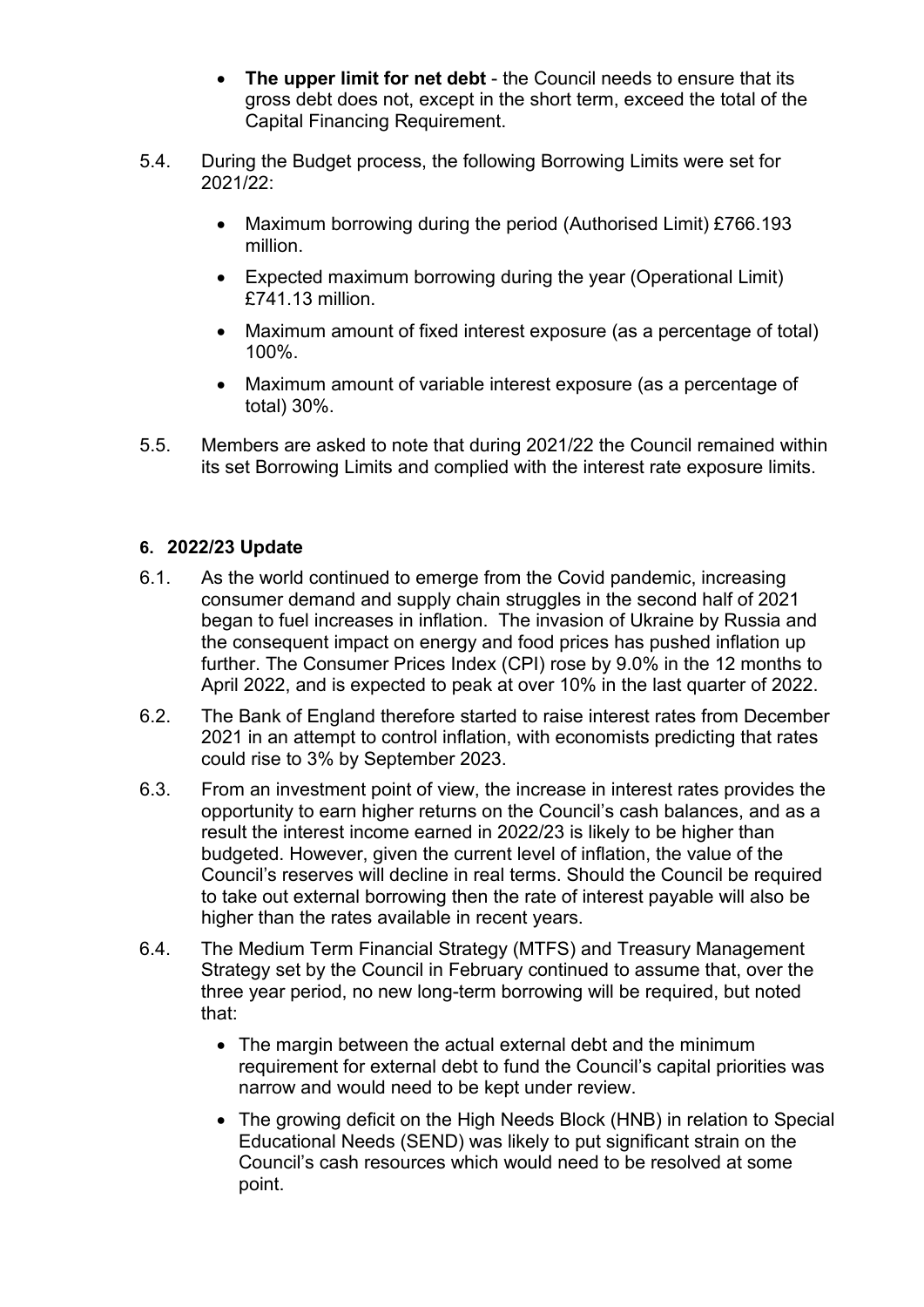- **The upper limit for net debt** - the Council needs to ensure that its gross debt does not, except in the short term, exceed the total of the Capital Financing Requirement.

5.4. During the Budget process, the following Borrowing Limits were set for 2021/22:

- Maximum borrowing during the period (Authorised Limit) £766.193 million.
- Expected maximum borrowing during the year (Operational Limit) £741.13 million.
- Maximum amount of fixed interest exposure (as a percentage of total) 100%.
- Maximum amount of variable interest exposure (as a percentage of total) 30%.

5.5. Members are asked to note that during 2021/22 the Council remained within its set Borrowing Limits and complied with the interest rate exposure limits.

## 6. 2022/23 Update

6.1. As the world continued to emerge from the Covid pandemic, increasing consumer demand and supply chain struggles in the second half of 2021 began to fuel increases in inflation. The invasion of Ukraine by Russia and the consequent impact on energy and food prices has pushed inflation up further. The Consumer Prices Index (CPI) rose by 9.0% in the 12 months to April 2022, and is expected to peak at over 10% in the last quarter of 2022.

6.2. The Bank of England therefore started to raise interest rates from December 2021 in an attempt to control inflation, with economists predicting that rates could rise to 3% by September 2023.

6.3. From an investment point of view, the increase in interest rates provides the opportunity to earn higher returns on the Council's cash balances, and as a result the interest income earned in 2022/23 is likely to be higher than budgeted. However, given the current level of inflation, the value of the Council's reserves will decline in real terms. Should the Council be required to take out external borrowing then the rate of interest payable will also be higher than the rates available in recent years.

6.4. The Medium Term Financial Strategy (MTFS) and Treasury Management Strategy set by the Council in February continued to assume that, over the three year period, no new long-term borrowing will be required, but noted that:

- The margin between the actual external debt and the minimum requirement for external debt to fund the Council's capital priorities was narrow and would need to be kept under review.
- The growing deficit on the High Needs Block (HNB) in relation to Special Educational Needs (SEND) was likely to put significant strain on the Council's cash resources which would need to be resolved at some point.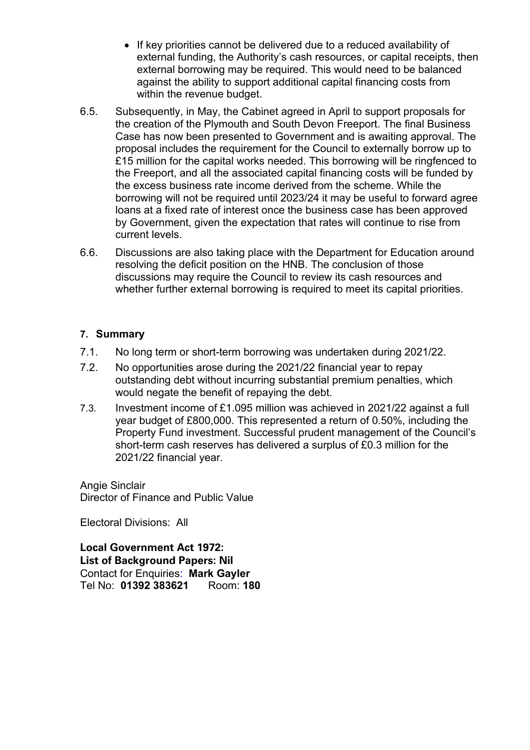- If key priorities cannot be delivered due to a reduced availability of external funding, the Authority's cash resources, or capital receipts, then external borrowing may be required. This would need to be balanced against the ability to support additional capital financing costs from within the revenue budget.

6.5. Subsequently, in May, the Cabinet agreed in April to support proposals for the creation of the Plymouth and South Devon Freeport. The final Business Case has now been presented to Government and is awaiting approval. The proposal includes the requirement for the Council to externally borrow up to £15 million for the capital works needed. This borrowing will be ringfenced to the Freeport, and all the associated capital financing costs will be funded by the excess business rate income derived from the scheme. While the borrowing will not be required until 2023/24 it may be useful to forward agree loans at a fixed rate of interest once the business case has been approved by Government, given the expectation that rates will continue to rise from current levels.

6.6. Discussions are also taking place with the Department for Education around resolving the deficit position on the HNB. The conclusion of those discussions may require the Council to review its cash resources and whether further external borrowing is required to meet its capital priorities.

## 7. Summary

7.1. No long term or short-term borrowing was undertaken during 2021/22.

7.2. No opportunities arose during the 2021/22 financial year to repay outstanding debt without incurring substantial premium penalties, which would negate the benefit of repaying the debt.

7.3. Investment income of £1.095 million was achieved in 2021/22 against a full year budget of £800,000. This represented a return of 0.50%, including the Property Fund investment. Successful prudent management of the Council's short-term cash reserves has delivered a surplus of £0.3 million for the 2021/22 financial year.

Angie Sinclair
Director of Finance and Public Value

Electoral Divisions: All

**Local Government Act 1972:**
**List of Background Papers: Nil**
Contact for Enquiries: **Mark Gayler**
Tel No: **01392 383621** Room: **180**